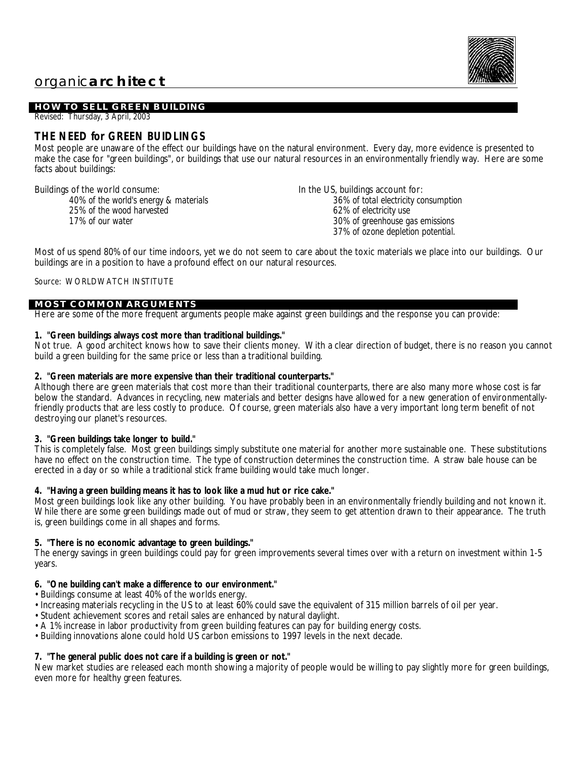# organic**architect**

## HOW TO SELL GREEN BUILDING

Revised: Thursday, 3 April, 2003

### THE NEED for GREEN BUIDLINGS

Most people are unaware of the effect our buildings have on the natural environment. Every day, more evidence is presented to make the case for "green buildings", or buildings that use our natural resources in an environmentally friendly way. Here are some facts about buildings:

Buildings of the world consume:

- 40% of the world's energy & materials
- 25% of the wood harvested
- 17% of our water

In the US, buildings account for:

- 36% of total electricity consumption
- 62% of electricity use
- 30% of greenhouse gas emissions
- 37% of ozone depletion potential.

Most of us spend 80% of our time indoors, yet we do not seem to care about the toxic materials we place into our buildings. Our buildings are in a position to have a profound effect on our natural resources.

Source: WORLDWATCH INSTITUTE

## MOST COMMON ARGUMENTS

Here are some of the more frequent arguments people make against green buildings and the response you can provide:

**1. "Green buildings always cost more than traditional buildings."**

Not true. A good architect knows how to save their clients money. With a clear direction of budget, there is no reason you cannot build a green building for the same price or less than a traditional building.

**2. "Green materials are more expensive than their traditional counterparts."**

Although there are green materials that cost more than their traditional counterparts, there are also many more whose cost is far below the standard. Advances in recycling, new materials and better designs have allowed for a new generation of environmentally-friendly products that are less costly to produce. Of course, green materials also have a very important long term benefit of not destroying our planet's resources.

**3. "Green buildings take longer to build."**

This is completely false. Most green buildings simply substitute one material for another more sustainable one. These substitutions have no effect on the construction time. The type of construction determines the construction time. A straw bale house can be erected in a day or so while a traditional stick frame building would take much longer.

**4. "Having a green building means it has to look like a mud hut or rice cake."**

Most green buildings look like any other building. You have probably been in an environmentally friendly building and not known it. While there are some green buildings made out of mud or straw, they seem to get attention drawn to their appearance. The truth is, green buildings come in all shapes and forms.

**5. "There is no economic advantage to green buildings."**

The energy savings in green buildings could pay for green improvements several times over with a return on investment within 1-5 years.

**6. "One building can't make a difference to our environment."**

- Buildings consume at least 40% of the worlds energy.
- Increasing materials recycling in the US to at least 60% could save the equivalent of 315 million barrels of oil per year.
- Student achievement scores and retail sales are enhanced by natural daylight.
- A 1% increase in labor productivity from green building features can pay for building energy costs.
- Building innovations alone could hold US carbon emissions to 1997 levels in the next decade.

**7. "The general public does not care if a building is green or not."**

New market studies are released each month showing a majority of people would be willing to pay slightly more for green buildings, even more for healthy green features.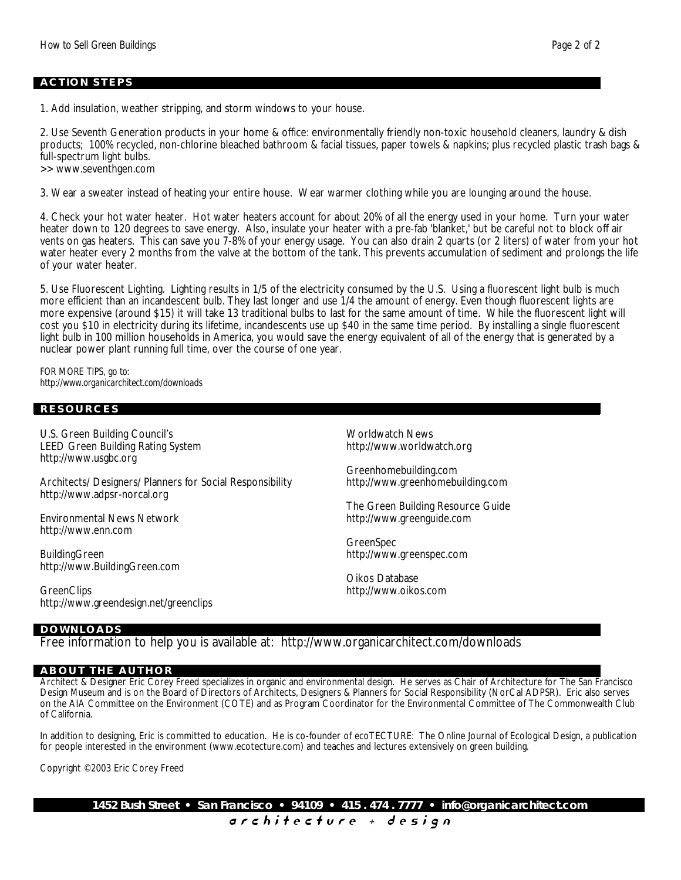## ACTION STEPS

1. Add insulation, weather stripping, and storm windows to your house.

2. Use Seventh Generation products in your home & office: environmentally friendly non-toxic household cleaners, laundry & dish products; 100% recycled, non-chlorine bleached bathroom & facial tissues, paper towels & napkins; plus recycled plastic trash bags & full-spectrum light bulbs.
>> www.seventhgen.com

3. Wear a sweater instead of heating your entire house. Wear warmer clothing while you are lounging around the house.

4. Check your hot water heater. Hot water heaters account for about 20% of all the energy used in your home. Turn your water heater down to 120 degrees to save energy. Also, insulate your heater with a pre-fab 'blanket,' but be careful not to block off air vents on gas heaters. This can save you 7-8% of your energy usage. You can also drain 2 quarts (or 2 liters) of water from your hot water heater every 2 months from the valve at the bottom of the tank. This prevents accumulation of sediment and prolongs the life of your water heater.

5. Use Fluorescent Lighting. Lighting results in 1/5 of the electricity consumed by the U.S. Using a fluorescent light bulb is much more efficient than an incandescent bulb. They last longer and use 1/4 the amount of energy. Even though fluorescent lights are more expensive (around $15) it will take 13 traditional bulbs to last for the same amount of time. While the fluorescent light will cost you $10 in electricity during its lifetime, incandescents use up $40 in the same time period. By installing a single fluorescent light bulb in 100 million households in America, you would save the energy equivalent of all of the energy that is generated by a nuclear power plant running full time, over the course of one year.

*FOR MORE TIPS, go to:*
*http://www.organicarchitect.com/downloads*

## RESOURCES

U.S. Green Building Council's
LEED Green Building Rating System
http://www.usgbc.org

Architects/ Designers/ Planners for Social Responsibility
http://www.adpsr-norcal.org

Environmental News Network
http://www.enn.com

BuildingGreen
http://www.BuildingGreen.com

GreenClips
http://www.greendesign.net/greenclips

Worldwatch News
http://www.worldwatch.org

Greenhomebuilding.com
http://www.greenhomebuilding.com

The Green Building Resource Guide
http://www.greenguide.com

GreenSpec
http://www.greenspec.com

Oikos Database
http://www.oikos.com

## DOWNLOADS

Free information to help you is available at: http://www.organicarchitect.com/downloads

## ABOUT THE AUTHOR

Architect & Designer Eric Corey Freed specializes in organic and environmental design. He serves as Chair of Architecture for The San Francisco Design Museum and is on the Board of Directors of Architects, Designers & Planners for Social Responsibility (NorCal ADPSR). Eric also serves on the AIA Committee on the Environment (COTE) and as Program Coordinator for the Environmental Committee of The Commonwealth Club of California.

In addition to designing, Eric is committed to education. He is co-founder of ecoTECTURE: The Online Journal of Ecological Design, a publication for people interested in the environment (www.ecotecture.com) and teaches and lectures extensively on green building.

Copyright ©2003 Eric Corey Freed

**1452 Bush Street • San Francisco • 94109 • 415 . 474 . 7777 • info@organicarchitect.com**

architecture + design